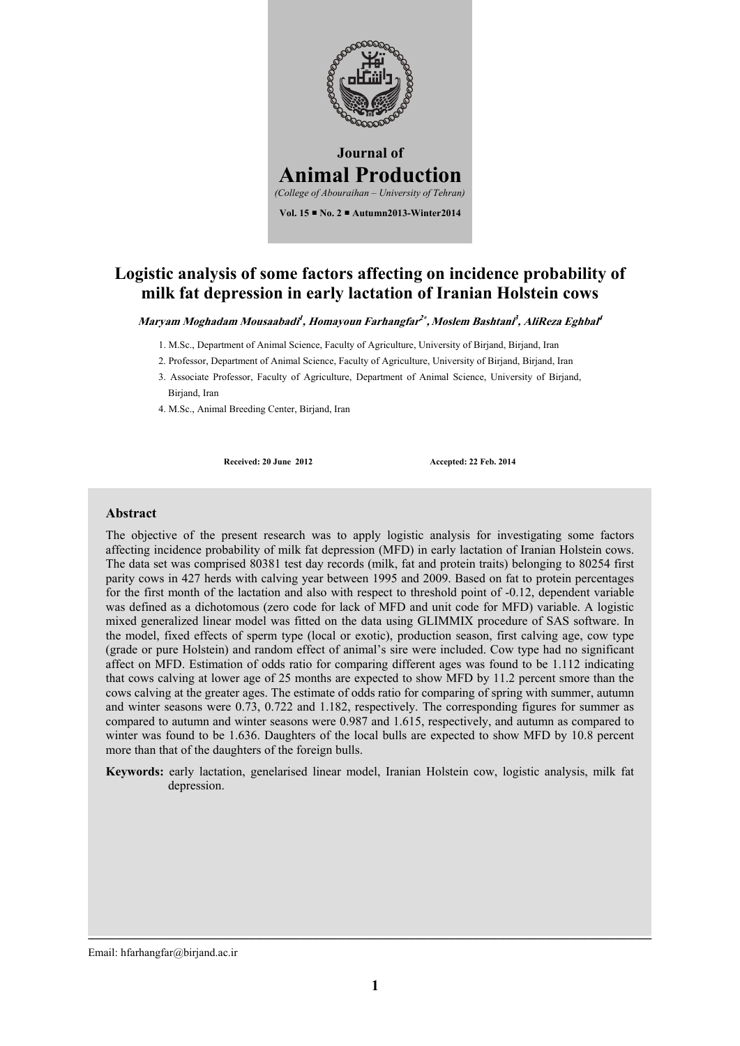**Journal of**

**Animal Production**

*(College of Abouraihan – University of Tehran)*

**Vol. 15 ■ No. 2 ■ Autumn2013-Winter2014**

# Logistic analysis of some factors affecting on incidence probability of milk fat depression in early lactation of Iranian Holstein cows

***Maryam Moghadam Mousaabadi[1], Homayoun Farhangfar[2*], Moslem Bashtani[3], AliReza Eghbal[4]***

1. M.Sc., Department of Animal Science, Faculty of Agriculture, University of Birjand, Birjand, Iran
2. Professor, Department of Animal Science, Faculty of Agriculture, University of Birjand, Birjand, Iran
3. Associate Professor, Faculty of Agriculture, Department of Animal Science, University of Birjand, Birjand, Iran
4. M.Sc., Animal Breeding Center, Birjand, Iran

**Received: 20 June 2012** **Accepted: 22 Feb. 2014**

## Abstract

The objective of the present research was to apply logistic analysis for investigating some factors affecting incidence probability of milk fat depression (MFD) in early lactation of Iranian Holstein cows. The data set was comprised 80381 test day records (milk, fat and protein traits) belonging to 80254 first parity cows in 427 herds with calving year between 1995 and 2009. Based on fat to protein percentages for the first month of the lactation and also with respect to threshold point of -0.12, dependent variable was defined as a dichotomous (zero code for lack of MFD and unit code for MFD) variable. A logistic mixed generalized linear model was fitted on the data using GLIMMIX procedure of SAS software. In the model, fixed effects of sperm type (local or exotic), production season, first calving age, cow type (grade or pure Holstein) and random effect of animal's sire were included. Cow type had no significant affect on MFD. Estimation of odds ratio for comparing different ages was found to be 1.112 indicating that cows calving at lower age of 25 months are expected to show MFD by 11.2 percent smore than the cows calving at the greater ages. The estimate of odds ratio for comparing of spring with summer, autumn and winter seasons were 0.73, 0.722 and 1.182, respectively. The corresponding figures for summer as compared to autumn and winter seasons were 0.987 and 1.615, respectively, and autumn as compared to winter was found to be 1.636. Daughters of the local bulls are expected to show MFD by 10.8 percent more than that of the daughters of the foreign bulls.

**Keywords:** early lactation, genelarised linear model, Iranian Holstein cow, logistic analysis, milk fat depression.

Email: hfarhangfar@birjand.ac.ir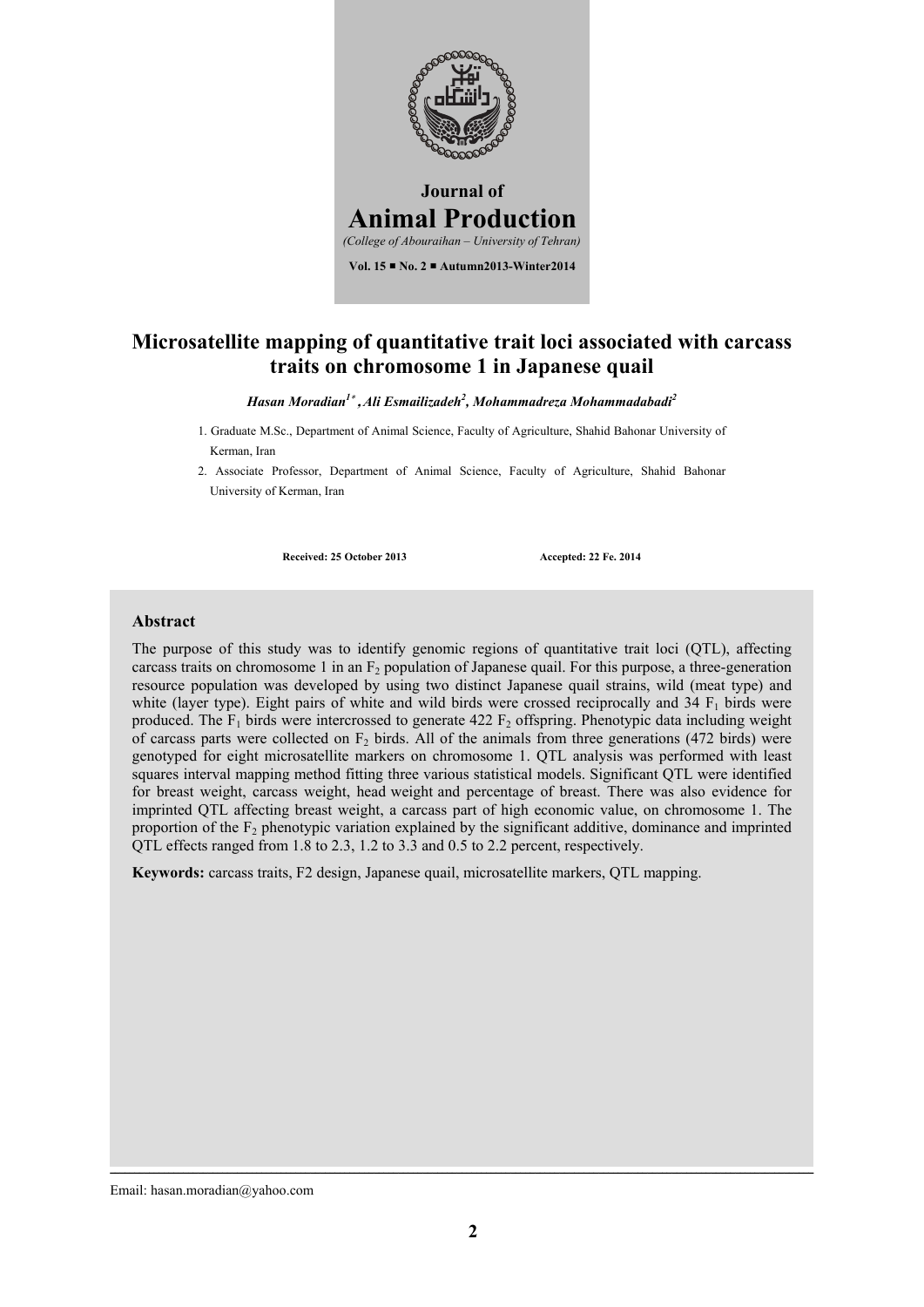Journal of

# Animal Production

*(College of Abouraihan – University of Tehran)*

**Vol. 15 ■ No. 2 ■ Autumn2013-Winter2014**

## Microsatellite mapping of quantitative trait loci associated with carcass traits on chromosome 1 in Japanese quail

***Hasan Moradian[1*], Ali Esmailizadeh[2], Mohammadreza Mohammadabadi[2]***

1. Graduate M.Sc., Department of Animal Science, Faculty of Agriculture, Shahid Bahonar University of Kerman, Iran
2. Associate Professor, Department of Animal Science, Faculty of Agriculture, Shahid Bahonar University of Kerman, Iran

**Received: 25 October 2013** **Accepted: 22 Fe. 2014**

### Abstract

The purpose of this study was to identify genomic regions of quantitative trait loci (QTL), affecting carcass traits on chromosome 1 in an $F_2$ population of Japanese quail. For this purpose, a three-generation resource population was developed by using two distinct Japanese quail strains, wild (meat type) and white (layer type). Eight pairs of white and wild birds were crossed reciprocally and 34 $F_1$ birds were produced. The $F_1$ birds were intercrossed to generate 422 $F_2$ offspring. Phenotypic data including weight of carcass parts were collected on $F_2$ birds. All of the animals from three generations (472 birds) were genotyped for eight microsatellite markers on chromosome 1. QTL analysis was performed with least squares interval mapping method fitting three various statistical models. Significant QTL were identified for breast weight, carcass weight, head weight and percentage of breast. There was also evidence for imprinted QTL affecting breast weight, a carcass part of high economic value, on chromosome 1. The proportion of the $F_2$ phenotypic variation explained by the significant additive, dominance and imprinted QTL effects ranged from 1.8 to 2.3, 1.2 to 3.3 and 0.5 to 2.2 percent, respectively.

**Keywords:** carcass traits, F2 design, Japanese quail, microsatellite markers, QTL mapping.

Email: hasan.moradian@yahoo.com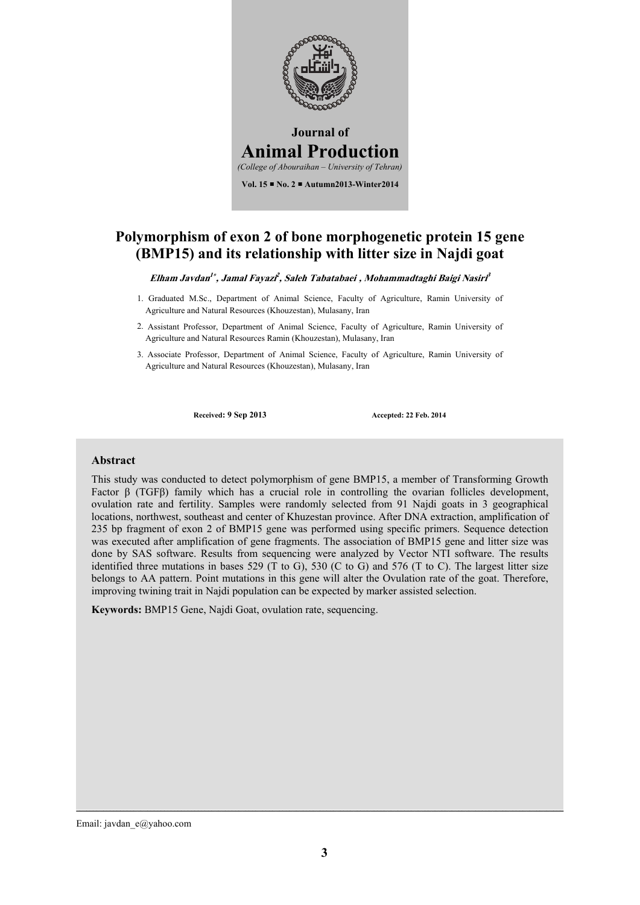# Journal of Animal Production

*(College of Abouraihan – University of Tehran)*

**Vol. 15 ■ No. 2 ■ Autumn2013-Winter2014**

# Polymorphism of exon 2 of bone morphogenetic protein 15 gene (BMP15) and its relationship with litter size in Najdi goat

***Elham Javdan[1*], Jamal Fayazi[2], Saleh Tabatabaei , Mohammadtaghi Baigi Nasiri[3]***

1. Graduated M.Sc., Department of Animal Science, Faculty of Agriculture, Ramin University of Agriculture and Natural Resources (Khouzestan), Mulasany, Iran
2. Assistant Professor, Department of Animal Science, Faculty of Agriculture, Ramin University of Agriculture and Natural Resources Ramin (Khouzestan), Mulasany, Iran
3. Associate Professor, Department of Animal Science, Faculty of Agriculture, Ramin University of Agriculture and Natural Resources (Khouzestan), Mulasany, Iran

**Received: 9 Sep 2013** **Accepted: 22 Feb. 2014**

## Abstract

This study was conducted to detect polymorphism of gene BMP15, a member of Transforming Growth Factor β (TGFβ) family which has a crucial role in controlling the ovarian follicles development, ovulation rate and fertility. Samples were randomly selected from 91 Najdi goats in 3 geographical locations, northwest, southeast and center of Khuzestan province. After DNA extraction, amplification of 235 bp fragment of exon 2 of BMP15 gene was performed using specific primers. Sequence detection was executed after amplification of gene fragments. The association of BMP15 gene and litter size was done by SAS software. Results from sequencing were analyzed by Vector NTI software. The results identified three mutations in bases 529 (T to G), 530 (C to G) and 576 (T to C). The largest litter size belongs to AA pattern. Point mutations in this gene will alter the Ovulation rate of the goat. Therefore, improving twining trait in Najdi population can be expected by marker assisted selection.

**Keywords:** BMP15 Gene, Najdi Goat, ovulation rate, sequencing.

Email: javdan_e@yahoo.com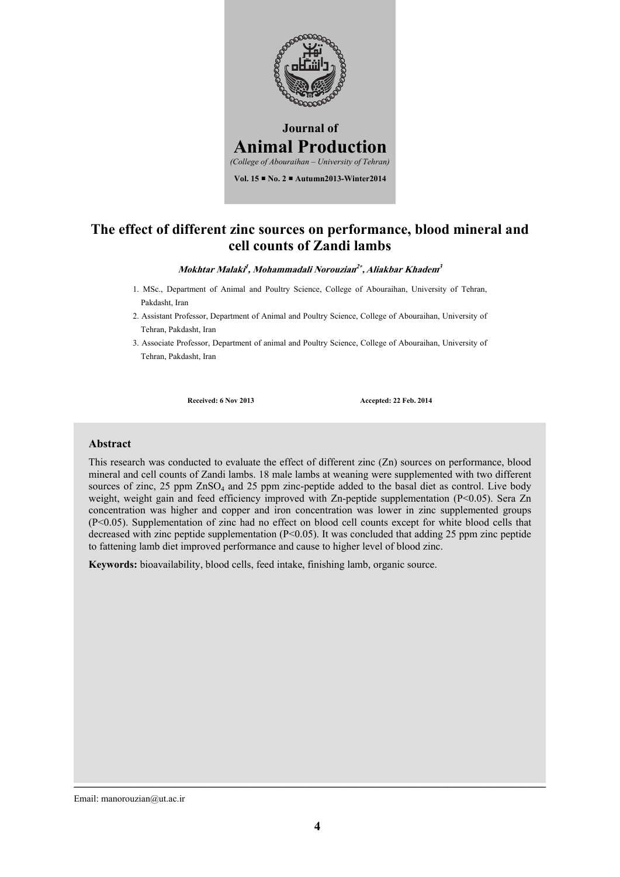Journal of

# Animal Production

*(College of Abouraihan – University of Tehran)*

**Vol. 15 ■ No. 2 ■ Autumn2013-Winter2014**

# The effect of different zinc sources on performance, blood mineral and cell counts of Zandi lambs

***Mokhtar Malaki[1], Mohammadali Norouzian[2*], Aliakbar Khadem[3]***

1. MSc., Department of Animal and Poultry Science, College of Abouraihan, University of Tehran, Pakdasht, Iran
2. Assistant Professor, Department of Animal and Poultry Science, College of Abouraihan, University of Tehran, Pakdasht, Iran
3. Associate Professor, Department of animal and Poultry Science, College of Abouraihan, University of Tehran, Pakdasht, Iran

**Received: 6 Nov 2013** **Accepted: 22 Feb. 2014**

## Abstract

This research was conducted to evaluate the effect of different zinc (Zn) sources on performance, blood mineral and cell counts of Zandi lambs. 18 male lambs at weaning were supplemented with two different sources of zinc, 25 ppm $ZnSO_4$ and 25 ppm zinc-peptide added to the basal diet as control. Live body weight, weight gain and feed efficiency improved with Zn-peptide supplementation ($P<0.05$). Sera Zn concentration was higher and copper and iron concentration was lower in zinc supplemented groups ($P<0.05$). Supplementation of zinc had no effect on blood cell counts except for white blood cells that decreased with zinc peptide supplementation ($P<0.05$). It was concluded that adding 25 ppm zinc peptide to fattening lamb diet improved performance and cause to higher level of blood zinc.

**Keywords:** bioavailability, blood cells, feed intake, finishing lamb, organic source.

Email: manorouzian@ut.ac.ir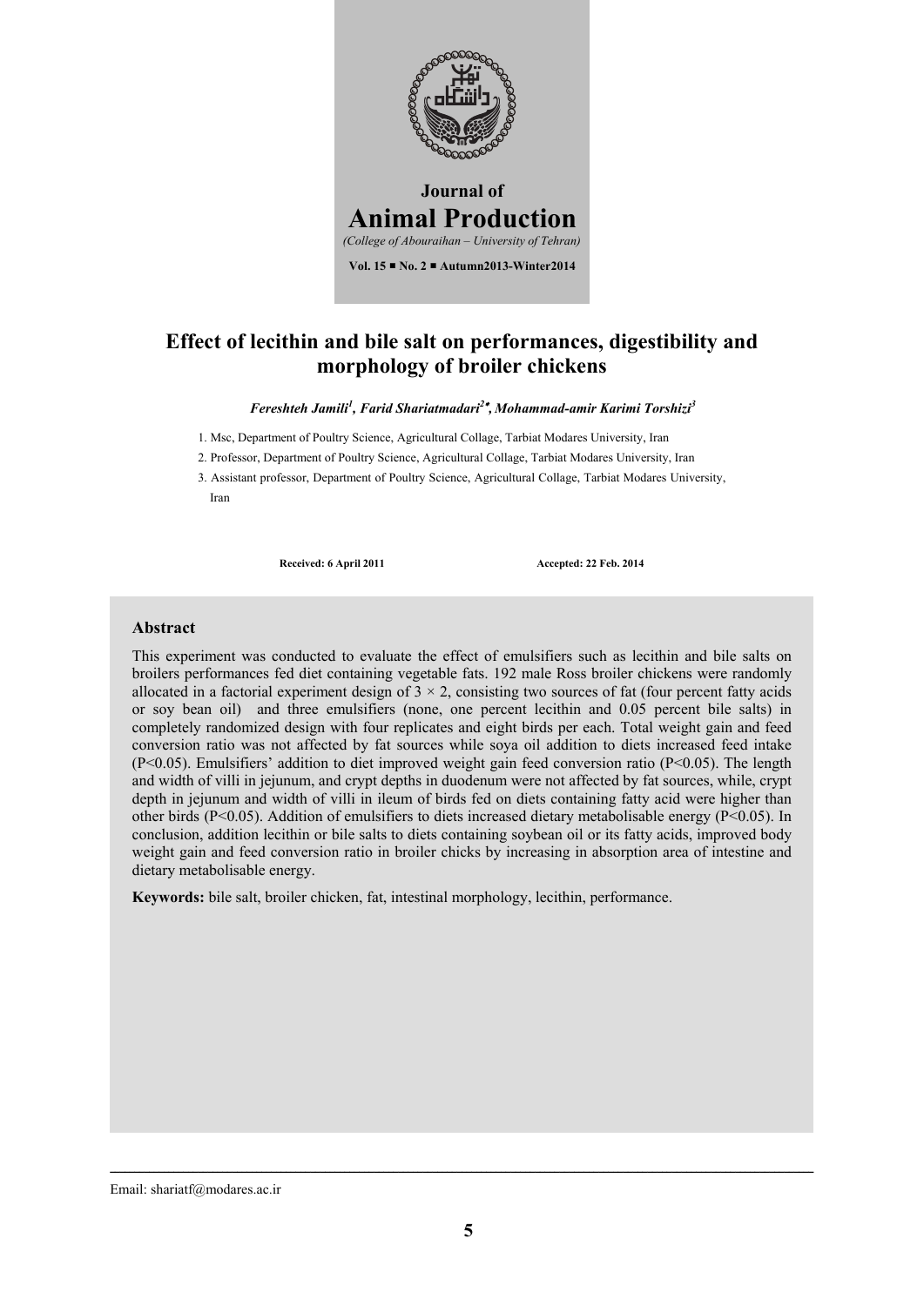**Journal of**

**Animal Production**

*(College of Abouraihan – University of Tehran)*

**Vol. 15 ■ No. 2 ■ Autumn2013-Winter2014**

# Effect of lecithin and bile salt on performances, digestibility and morphology of broiler chickens

***Fereshteh Jamili[1], Farid Shariatmadari[2*], Mohammad-amir Karimi Torshizi[3]***

1. Msc, Department of Poultry Science, Agricultural Collage, Tarbiat Modares University, Iran
2. Professor, Department of Poultry Science, Agricultural Collage, Tarbiat Modares University, Iran
3. Assistant professor, Department of Poultry Science, Agricultural Collage, Tarbiat Modares University, Iran

**Received: 6 April 2011** **Accepted: 22 Feb. 2014**

## Abstract

This experiment was conducted to evaluate the effect of emulsifiers such as lecithin and bile salts on broilers performances fed diet containing vegetable fats. 192 male Ross broiler chickens were randomly allocated in a factorial experiment design of $3 \times 2$, consisting two sources of fat (four percent fatty acids or soy bean oil) and three emulsifiers (none, one percent lecithin and 0.05 percent bile salts) in completely randomized design with four replicates and eight birds per each. Total weight gain and feed conversion ratio was not affected by fat sources while soya oil addition to diets increased feed intake ($P<0.05$). Emulsifiers' addition to diet improved weight gain feed conversion ratio ($P<0.05$). The length and width of villi in jejunum, and crypt depths in duodenum were not affected by fat sources, while, crypt depth in jejunum and width of villi in ileum of birds fed on diets containing fatty acid were higher than other birds ($P<0.05$). Addition of emulsifiers to diets increased dietary metabolisable energy ($P<0.05$). In conclusion, addition lecithin or bile salts to diets containing soybean oil or its fatty acids, improved body weight gain and feed conversion ratio in broiler chicks by increasing in absorption area of intestine and dietary metabolisable energy.

**Keywords:** bile salt, broiler chicken, fat, intestinal morphology, lecithin, performance.

---

Email: shariatf@modares.ac.ir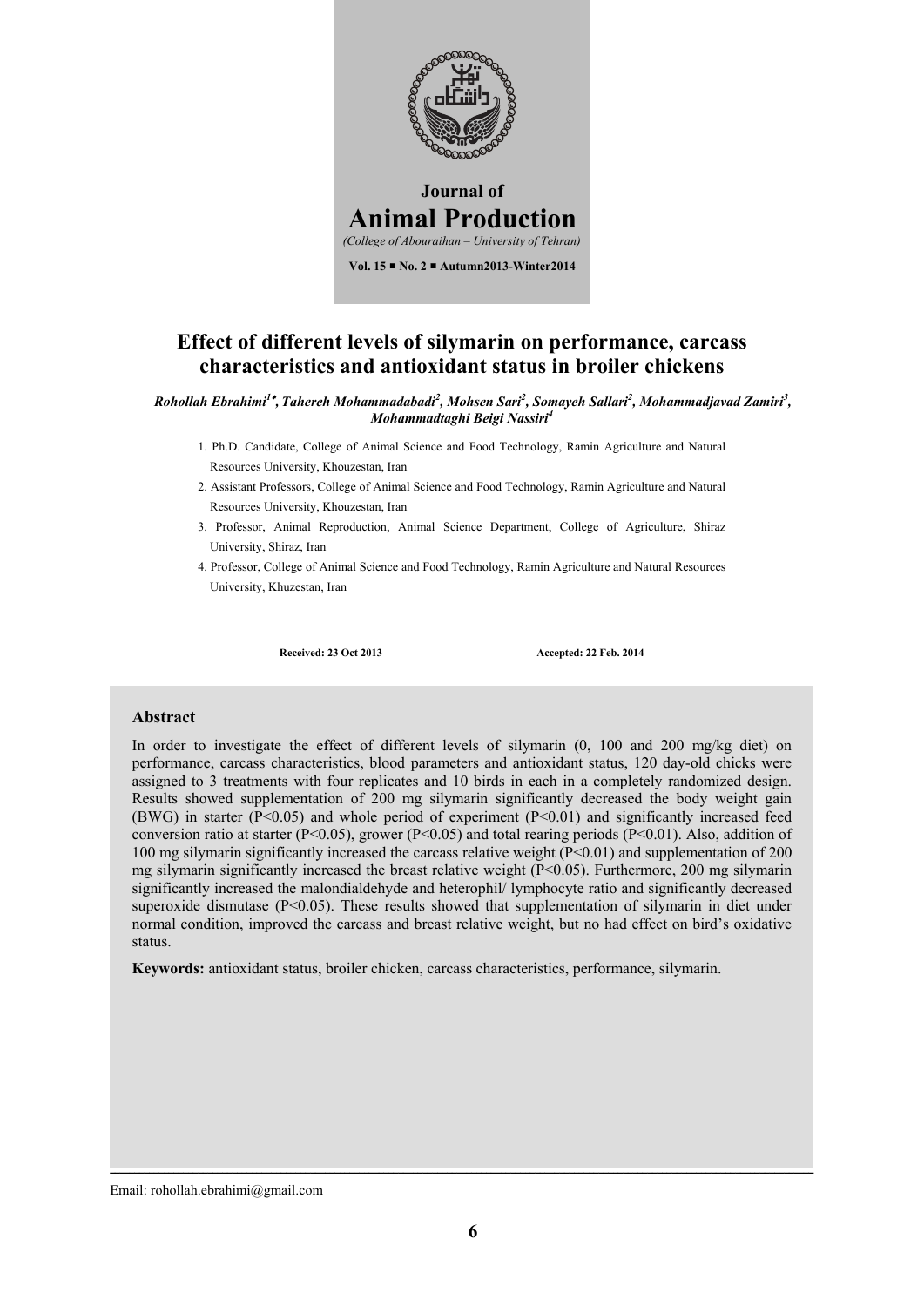Journal of

# Animal Production

*(College of Abouraihan – University of Tehran)*

**Vol. 15 ■ No. 2 ■ Autumn2013-Winter2014**

# Effect of different levels of silymarin on performance, carcass characteristics and antioxidant status in broiler chickens

***Rohollah Ebrahimi[1]*, Tahereh Mohammadabadi[2], Mohsen Sari[2], Somayeh Sallari[2], Mohammadjavad Zamiri[3], Mohammadtaghi Beigi Nassiri[4]***

1. Ph.D. Candidate, College of Animal Science and Food Technology, Ramin Agriculture and Natural Resources University, Khouzestan, Iran
2. Assistant Professors, College of Animal Science and Food Technology, Ramin Agriculture and Natural Resources University, Khouzestan, Iran
3. Professor, Animal Reproduction, Animal Science Department, College of Agriculture, Shiraz University, Shiraz, Iran
4. Professor, College of Animal Science and Food Technology, Ramin Agriculture and Natural Resources University, Khuzestan, Iran

**Received: 23 Oct 2013** **Accepted: 22 Feb. 2014**

### Abstract

In order to investigate the effect of different levels of silymarin (0, 100 and 200 mg/kg diet) on performance, carcass characteristics, blood parameters and antioxidant status, 120 day-old chicks were assigned to 3 treatments with four replicates and 10 birds in each in a completely randomized design. Results showed supplementation of 200 mg silymarin significantly decreased the body weight gain (BWG) in starter ($P<0.05$) and whole period of experiment ($P<0.01$) and significantly increased feed conversion ratio at starter ($P<0.05$), grower ($P<0.05$) and total rearing periods ($P<0.01$). Also, addition of 100 mg silymarin significantly increased the carcass relative weight ($P<0.01$) and supplementation of 200 mg silymarin significantly increased the breast relative weight ($P<0.05$). Furthermore, 200 mg silymarin significantly increased the malondialdehyde and heterophil/ lymphocyte ratio and significantly decreased superoxide dismutase ($P<0.05$). These results showed that supplementation of silymarin in diet under normal condition, improved the carcass and breast relative weight, but no had effect on bird's oxidative status.

**Keywords:** antioxidant status, broiler chicken, carcass characteristics, performance, silymarin.

Email: rohollah.ebrahimi@gmail.com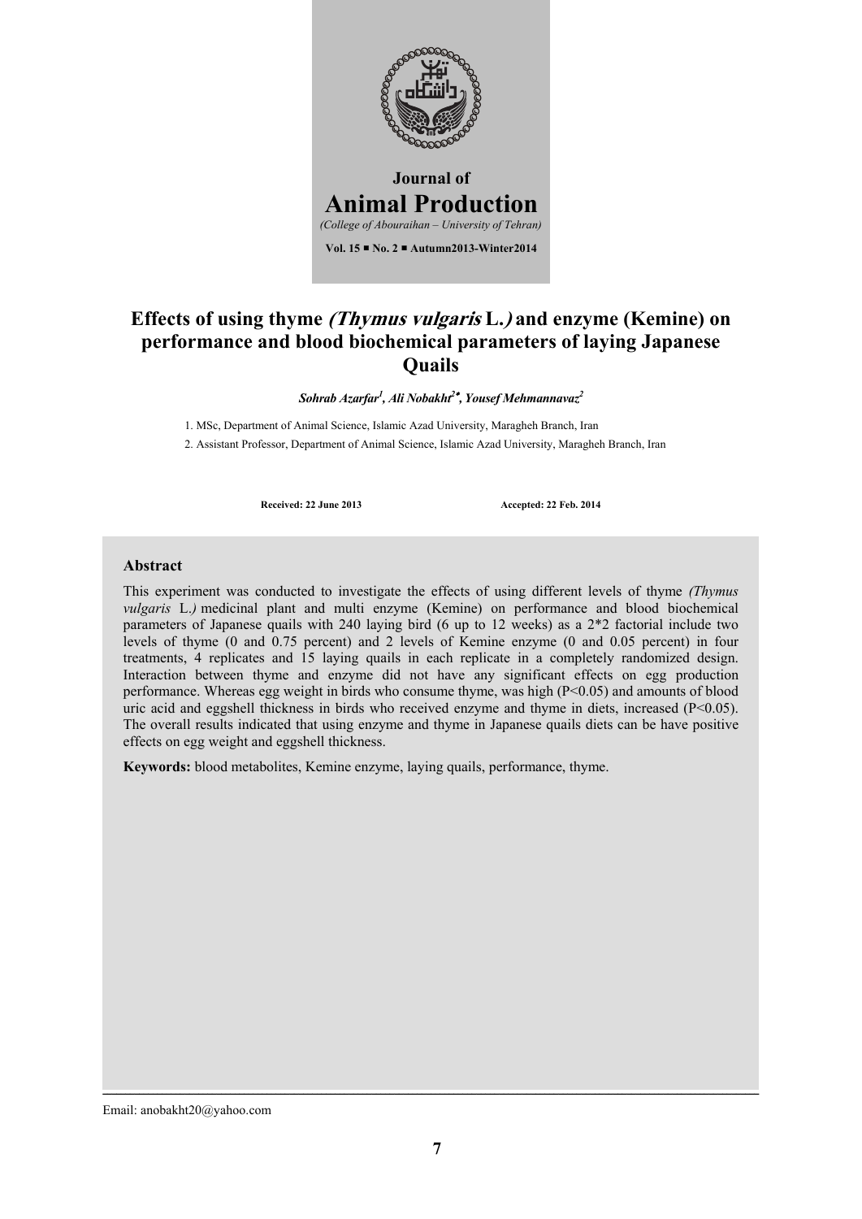**Journal of**

**Animal Production**

*(College of Abouraihan – University of Tehran)*

**Vol. 15 ■ No. 2 ■ Autumn2013-Winter2014**

# Effects of using thyme *(Thymus vulgaris* L.*)* and enzyme (Kemine) on performance and blood biochemical parameters of laying Japanese Quails

***Sohrab Azarfar[1], Ali Nobakht[2*], Yousef Mehmannavaz[2]***

1. MSc, Department of Animal Science, Islamic Azad University, Maragheh Branch, Iran
2. Assistant Professor, Department of Animal Science, Islamic Azad University, Maragheh Branch, Iran

**Received: 22 June 2013** **Accepted: 22 Feb. 2014**

## Abstract

This experiment was conducted to investigate the effects of using different levels of thyme *(Thymus vulgaris* L.*)* medicinal plant and multi enzyme (Kemine) on performance and blood biochemical parameters of Japanese quails with 240 laying bird (6 up to 12 weeks) as a 2*2 factorial include two levels of thyme (0 and 0.75 percent) and 2 levels of Kemine enzyme (0 and 0.05 percent) in four treatments, 4 replicates and 15 laying quails in each replicate in a completely randomized design. Interaction between thyme and enzyme did not have any significant effects on egg production performance. Whereas egg weight in birds who consume thyme, was high ($P<0.05$) and amounts of blood uric acid and eggshell thickness in birds who received enzyme and thyme in diets, increased ($P<0.05$). The overall results indicated that using enzyme and thyme in Japanese quails diets can be have positive effects on egg weight and eggshell thickness.

**Keywords:** blood metabolites, Kemine enzyme, laying quails, performance, thyme.

Email: anobakht20@yahoo.com